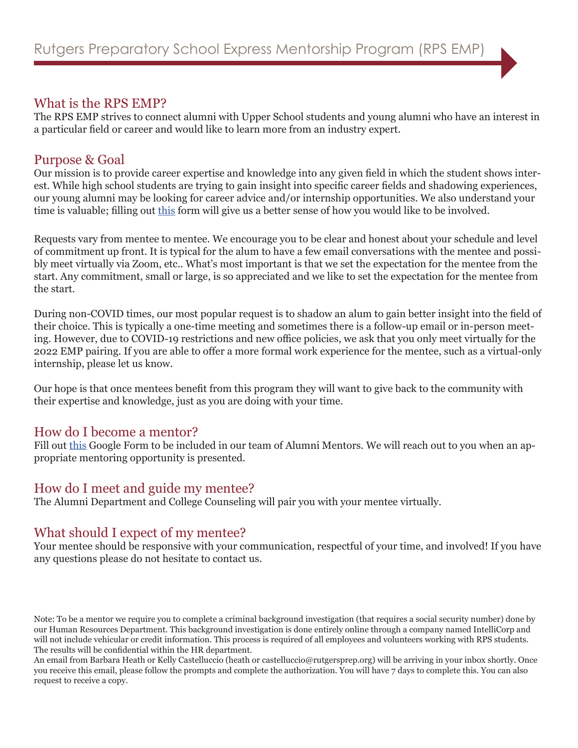# Rutgers Preparatory School Express Mentorship Program (RPS EMP)

## What is the RPS EMP?

The RPS EMP strives to connect alumni with Upper School students and young alumni who have an interest in a particular field or career and would like to learn more from an industry expert.

## Purpose & Goal

Our mission is to provide career expertise and knowledge into any given field in which the student shows interest. While high school students are trying to gain insight into specific career fields and shadowing experiences, our young alumni may be looking for career advice and/or internship opportunities. We also understand your time is valuable; filling out this form will give us a better sense of how you would like to be involved.

Requests vary from mentee to mentee. We encourage you to be clear and honest about your schedule and level of commitment up front. It is typical for the alum to have a few email conversations with the mentee and possibly meet virtually via Zoom, etc.. What's most important is that we set the expectation for the mentee from the start. Any commitment, small or large, is so appreciated and we like to set the expectation for the mentee from the start.

During non-COVID times, our most popular request is to shadow an alum to gain better insight into the field of their choice. This is typically a one-time meeting and sometimes there is a follow-up email or in-person meeting. However, due to COVID-19 restrictions and new office policies, we ask that you only meet virtually for the 2022 EMP pairing. If you are able to offer a more formal work experience for the mentee, such as a virtual-only internship, please let us know.

Our hope is that once mentees benefit from this program they will want to give back to the community with their expertise and knowledge, just as you are doing with your time.

## How do I become a mentor?

Fill out this Google Form to be included in our team of Alumni Mentors. We will reach out to you when an appropriate mentoring opportunity is presented.

## How do I meet and guide my mentee?

The Alumni Department and College Counseling will pair you with your mentee virtually.

## What should I expect of my mentee?

Your mentee should be responsive with your communication, respectful of your time, and involved! If you have any questions please do not hesitate to contact us.

Note: To be a mentor we require you to complete a criminal background investigation (that requires a social security number) done by our Human Resources Department. This background investigation is done entirely online through a company named IntelliCorp and will not include vehicular or credit information. This process is required of all employees and volunteers working with RPS students. The results will be confidential within the HR department.
An email from Barbara Heath or Kelly Castelluccio (heath or castelluccio@rutgersprep.org) will be arriving in your inbox shortly. Once you receive this email, please follow the prompts and complete the authorization. You will have 7 days to complete this. You can also request to receive a copy.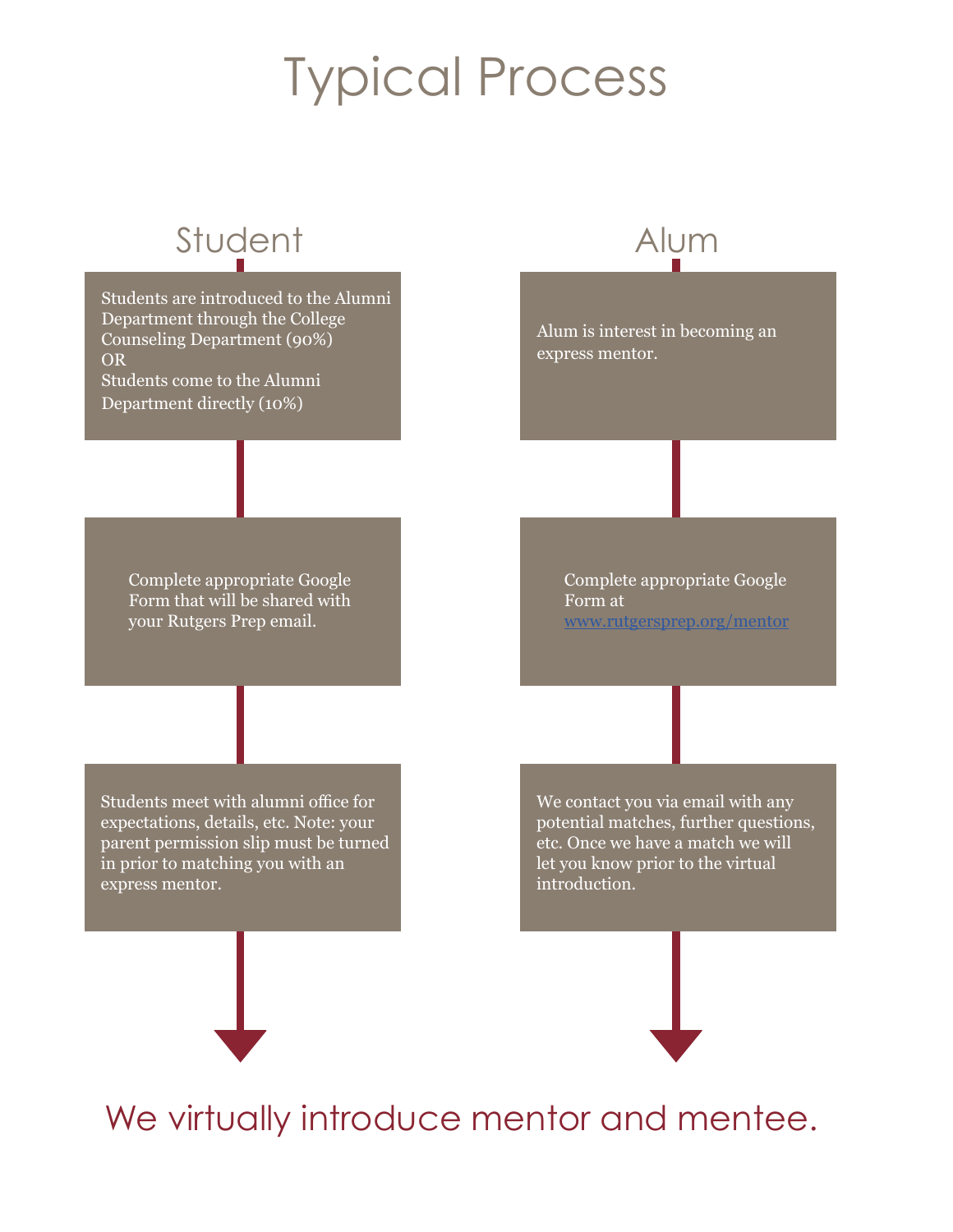# Typical Process

## Student

Students are introduced to the Alumni Department through the College Counseling Department (90%)
OR
Students come to the Alumni Department directly (10%)

Complete appropriate Google Form that will be shared with your Rutgers Prep email.

Students meet with alumni office for expectations, details, etc. Note: your parent permission slip must be turned in prior to matching you with an express mentor.

## Alum

Alum is interest in becoming an express mentor.

Complete appropriate Google Form at [www.rutgersprep.org/mentor](http://www.rutgersprep.org/mentor)

We contact you via email with any potential matches, further questions, etc. Once we have a match we will let you know prior to the virtual introduction.

## We virtually introduce mentor and mentee.